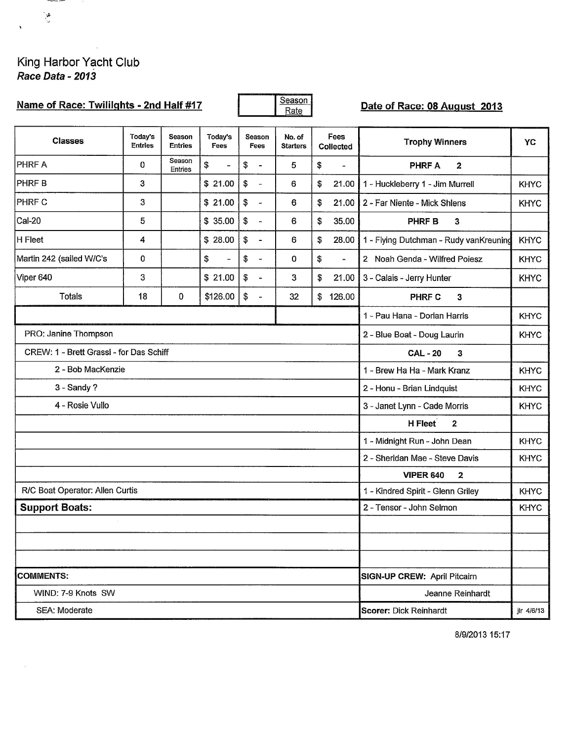# King Harbor Yacht Club
## *Race Data - 2013*

**Name of Race: Twilights - 2nd Half #17** | Season Rate | **Date of Race: 08 August 2013**

| Classes | Today's Entries | Season Entries | Today's Fees | Season Fees | No. of Starters | Fees Collected | Trophy Winners | YC |
|---|---|---|---|---|---|---|---|---|
| PHRF A | 0 | Season Entries | $ - | $ - | 5 | $ - | **PHRF A 2** | |
| PHRF B | 3 | | $ 21.00 | $ - | 6 | $ 21.00 | 1 - Huckleberry 1 - Jim Murrell | KHYC |
| PHRF C | 3 | | $ 21.00 | $ - | 6 | $ 21.00 | 2 - Far Niente - Mick Shlens | KHYC |
| Cal-20 | 5 | | $ 35.00 | $ - | 6 | $ 35.00 | **PHRF B 3** | |
| H Fleet | 4 | | $ 28.00 | $ - | 6 | $ 28.00 | 1 - Flying Dutchman - Rudy vanKreuning | KHYC |
| Martin 242 (sailed W/C's | 0 | | $ - | $ - | 0 | $ - | 2 Noah Genda - Wilfred Poiesz | KHYC |
| Viper 640 | 3 | | $ 21.00 | $ - | 3 | $ 21.00 | 3 - Calais - Jerry Hunter | KHYC |
| Totals | 18 | 0 | $126.00 | $ - | 32 | $ 126.00 | **PHRF C 3** | |
| | | | | | | | 1 - Pau Hana - Dorian Harris | KHYC |
| PRO: Janine Thompson | | | | | | | 2 - Blue Boat - Doug Laurin | KHYC |
| CREW: 1 - Brett Grassl - for Das Schiff | | | | | | | **CAL - 20 3** | |
| 2 - Bob MacKenzie | | | | | | | 1 - Brew Ha Ha - Mark Kranz | KHYC |
| 3 - Sandy ? | | | | | | | 2 - Honu - Brian Lindquist | KHYC |
| 4 - Rosie Vullo | | | | | | | 3 - Janet Lynn - Cade Morris | KHYC |
| | | | | | | | **H Fleet 2** | |
| | | | | | | | 1 - Midnight Run - John Dean | KHYC |
| | | | | | | | 2 - Sheridan Mae - Steve Davis | KHYC |
| | | | | | | | **VIPER 640 2** | |
| R/C Boat Operator: Allen Curtis | | | | | | | 1 - Kindred Spirit - Glenn Griley | KHYC |
| **Support Boats:** | | | | | | | 2 - Tensor - John Selmon | KHYC |
| | | | | | | | | |
| | | | | | | | | |
| | | | | | | | | |
| **COMMENTS:** | | | | | | | **SIGN-UP CREW:** April Pitcairn | |
| WIND: 7-9 Knots SW | | | | | | | Jeanne Reinhardt | |
| SEA: Moderate | | | | | | | **Scorer:** Dick Reinhardt | jlr 4/6/13 |

8/9/2013 15:17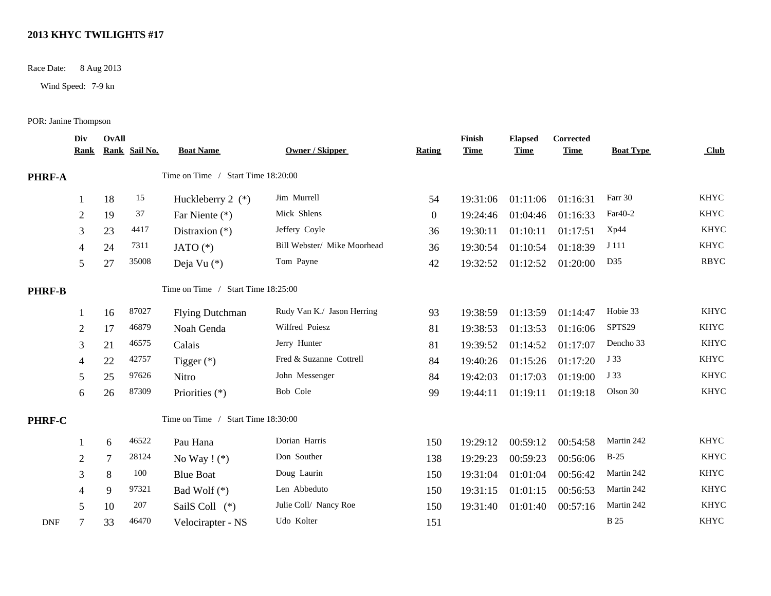## 2013 KHYC TWILIGHTS #17

Race Date: 8 Aug 2013

Wind Speed: 7-9 kn

POR: Janine Thompson

| | Div Rank | OvAll Rank | Sail No. | Boat Name | Owner / Skipper | Rating | Finish Time | Elapsed Time | Corrected Time | Boat Type | Club |
|---|---|---|---|---|---|---|---|---|---|---|---|
| **PHRF-A** | | | | Time on Time / Start Time 18:20:00 | | | | | | | |
| | 1 | 18 | 15 | Huckleberry 2 (*) | Jim Murrell | 54 | 19:31:06 | 01:11:06 | 01:16:31 | Farr 30 | KHYC |
| | 2 | 19 | 37 | Far Niente (*) | Mick Shlens | 0 | 19:24:46 | 01:04:46 | 01:16:33 | Far40-2 | KHYC |
| | 3 | 23 | 4417 | Distraxion (*) | Jeffery Coyle | 36 | 19:30:11 | 01:10:11 | 01:17:51 | Xp44 | KHYC |
| | 4 | 24 | 7311 | JATO (*) | Bill Webster/ Mike Moorhead | 36 | 19:30:54 | 01:10:54 | 01:18:39 | J 111 | KHYC |
| | 5 | 27 | 35008 | Deja Vu (*) | Tom Payne | 42 | 19:32:52 | 01:12:52 | 01:20:00 | D35 | RBYC |
| **PHRF-B** | | | | Time on Time / Start Time 18:25:00 | | | | | | | |
| | 1 | 16 | 87027 | Flying Dutchman | Rudy Van K./ Jason Herring | 93 | 19:38:59 | 01:13:59 | 01:14:47 | Hobie 33 | KHYC |
| | 2 | 17 | 46879 | Noah Genda | Wilfred Poiesz | 81 | 19:38:53 | 01:13:53 | 01:16:06 | SPTS29 | KHYC |
| | 3 | 21 | 46575 | Calais | Jerry Hunter | 81 | 19:39:52 | 01:14:52 | 01:17:07 | Dencho 33 | KHYC |
| | 4 | 22 | 42757 | Tigger (*) | Fred & Suzanne Cottrell | 84 | 19:40:26 | 01:15:26 | 01:17:20 | J 33 | KHYC |
| | 5 | 25 | 97626 | Nitro | John Messenger | 84 | 19:42:03 | 01:17:03 | 01:19:00 | J 33 | KHYC |
| | 6 | 26 | 87309 | Priorities (*) | Bob Cole | 99 | 19:44:11 | 01:19:11 | 01:19:18 | Olson 30 | KHYC |
| **PHRF-C** | | | | Time on Time / Start Time 18:30:00 | | | | | | | |
| | 1 | 6 | 46522 | Pau Hana | Dorian Harris | 150 | 19:29:12 | 00:59:12 | 00:54:58 | Martin 242 | KHYC |
| | 2 | 7 | 28124 | No Way ! (*) | Don Souther | 138 | 19:29:23 | 00:59:23 | 00:56:06 | B-25 | KHYC |
| | 3 | 8 | 100 | Blue Boat | Doug Laurin | 150 | 19:31:04 | 01:01:04 | 00:56:42 | Martin 242 | KHYC |
| | 4 | 9 | 97321 | Bad Wolf (*) | Len Abbeduto | 150 | 19:31:15 | 01:01:15 | 00:56:53 | Martin 242 | KHYC |
| | 5 | 10 | 207 | SailS Coll (*) | Julie Coll/ Nancy Roe | 150 | 19:31:40 | 01:01:40 | 00:57:16 | Martin 242 | KHYC |
| DNF | 7 | 33 | 46470 | Velocirapter - NS | Udo Kolter | 151 | | | | B 25 | KHYC |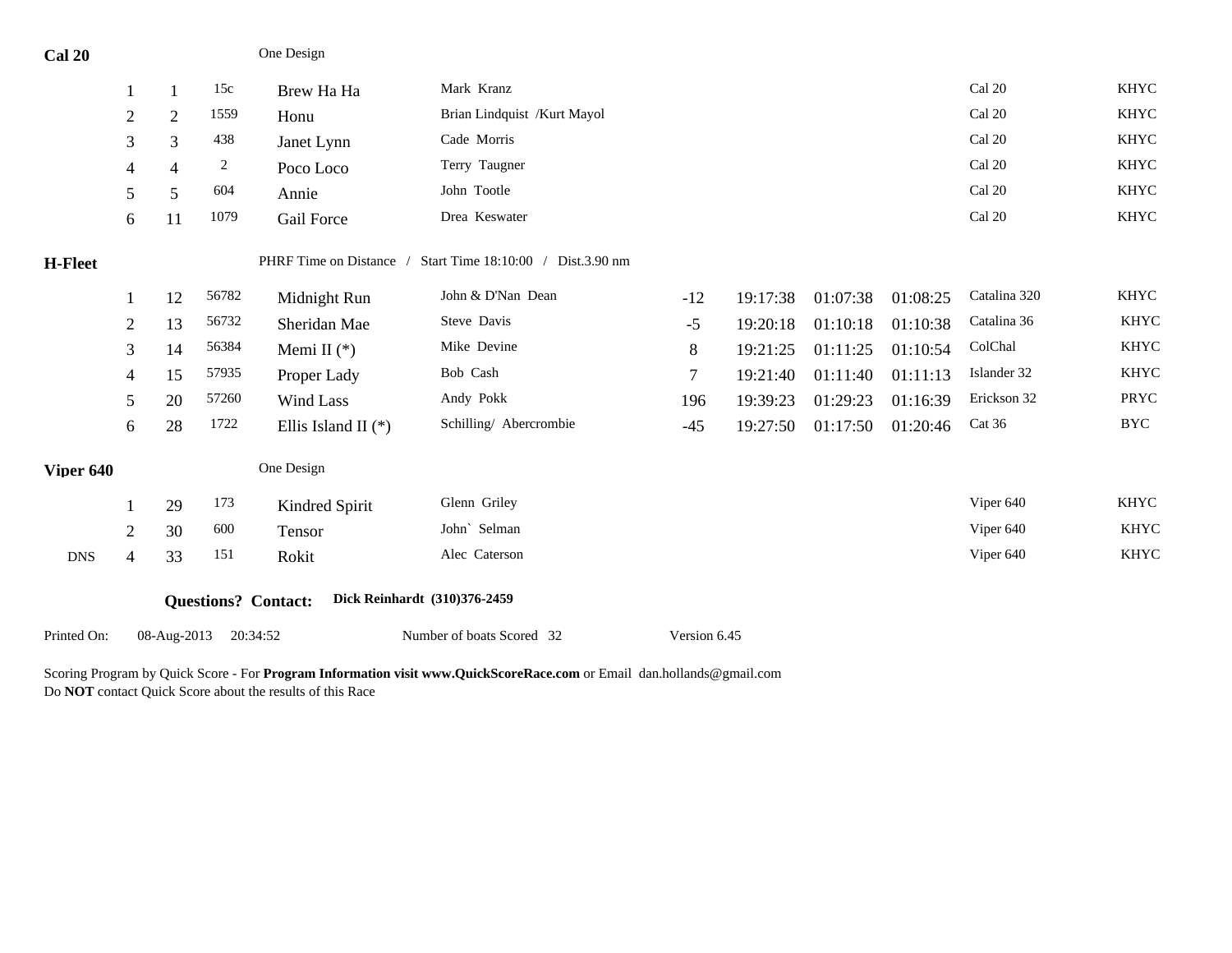**Cal 20** One Design

| | | | | | | | | | | | | |
|---|---|---|---|---|---|---|---|---|---|---|---|---|
| | 1 | 1 | 15c | Brew Ha Ha | Mark Kranz | | | | | | Cal 20 | KHYC |
| | 2 | 2 | 1559 | Honu | Brian Lindquist /Kurt Mayol | | | | | | Cal 20 | KHYC |
| | 3 | 3 | 438 | Janet Lynn | Cade Morris | | | | | | Cal 20 | KHYC |
| | 4 | 4 | 2 | Poco Loco | Terry Taugner | | | | | | Cal 20 | KHYC |
| | 5 | 5 | 604 | Annie | John Tootle | | | | | | Cal 20 | KHYC |
| | 6 | 11 | 1079 | Gail Force | Drea Keswater | | | | | | Cal 20 | KHYC |

**H-Fleet** PHRF Time on Distance / Start Time 18:10:00 / Dist.3.90 nm

| | | | | | | | | | | | | |
|---|---|---|---|---|---|---|---|---|---|---|---|---|
| | 1 | 12 | 56782 | Midnight Run | John & D'Nan Dean | -12 | 19:17:38 | 01:07:38 | 01:08:25 | | Catalina 320 | KHYC |
| | 2 | 13 | 56732 | Sheridan Mae | Steve Davis | -5 | 19:20:18 | 01:10:18 | 01:10:38 | | Catalina 36 | KHYC |
| | 3 | 14 | 56384 | Memi II (*) | Mike Devine | 8 | 19:21:25 | 01:11:25 | 01:10:54 | | ColChal | KHYC |
| | 4 | 15 | 57935 | Proper Lady | Bob Cash | 7 | 19:21:40 | 01:11:40 | 01:11:13 | | Islander 32 | KHYC |
| | 5 | 20 | 57260 | Wind Lass | Andy Pokk | 196 | 19:39:23 | 01:29:23 | 01:16:39 | | Erickson 32 | PRYC |
| | 6 | 28 | 1722 | Ellis Island II (*) | Schilling/ Abercrombie | -45 | 19:27:50 | 01:17:50 | 01:20:46 | | Cat 36 | BYC |

**Viper 640** One Design

| | | | | | | | | | | | | |
|---|---|---|---|---|---|---|---|---|---|---|---|---|
| | 1 | 29 | 173 | Kindred Spirit | Glenn Griley | | | | | | Viper 640 | KHYC |
| | 2 | 30 | 600 | Tensor | John` Selman | | | | | | Viper 640 | KHYC |
| DNS | 4 | 33 | 151 | Rokit | Alec Caterson | | | | | | Viper 640 | KHYC |

**Questions? Contact:** **Dick Reinhardt (310)376-2459**

Printed On: 08-Aug-2013 20:34:52 Number of boats Scored 32 Version 6.45

Scoring Program by Quick Score - For **Program Information visit www.QuickScoreRace.com** or Email dan.hollands@gmail.com
Do **NOT** contact Quick Score about the results of this Race